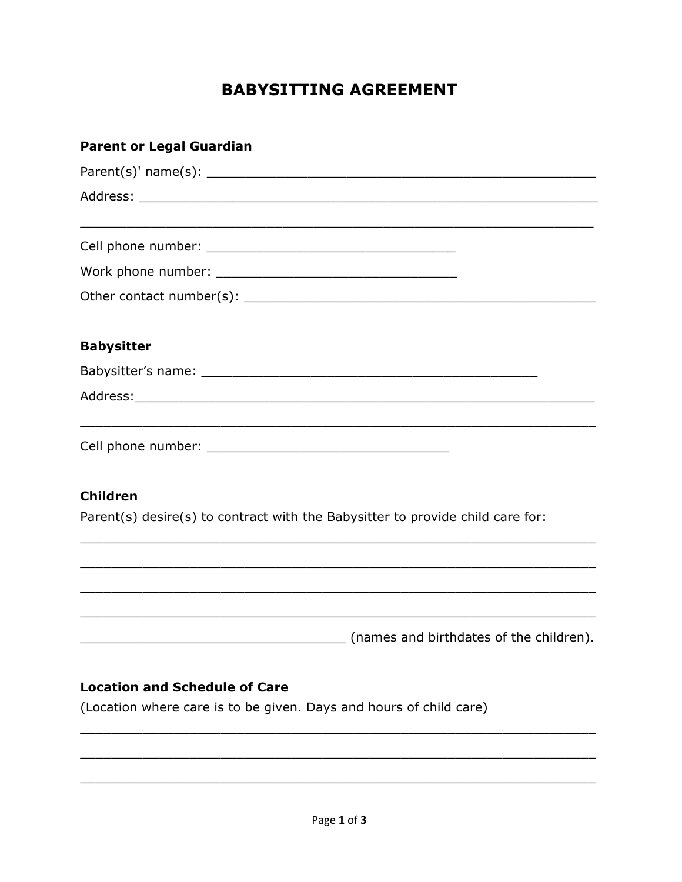# BABYSITTING AGREEMENT

**Parent or Legal Guardian**

Parent(s)' name(s): ___________________________________________________

Address: __________________________________________________________

__________________________________________________________________

Cell phone number: ________________________________

Work phone number: ________________________________

Other contact number(s): _____________________________________________

**Babysitter**

Babysitter's name: ____________________________________________

Address:__________________________________________________________

__________________________________________________________________

Cell phone number: _______________________________

**Children**

Parent(s) desire(s) to contract with the Babysitter to provide child care for:

__________________________________________________________________

__________________________________________________________________

__________________________________________________________________

__________________________________________________________________

__________________________________ (names and birthdates of the children).

**Location and Schedule of Care**

(Location where care is to be given. Days and hours of child care)

__________________________________________________________________

__________________________________________________________________

__________________________________________________________________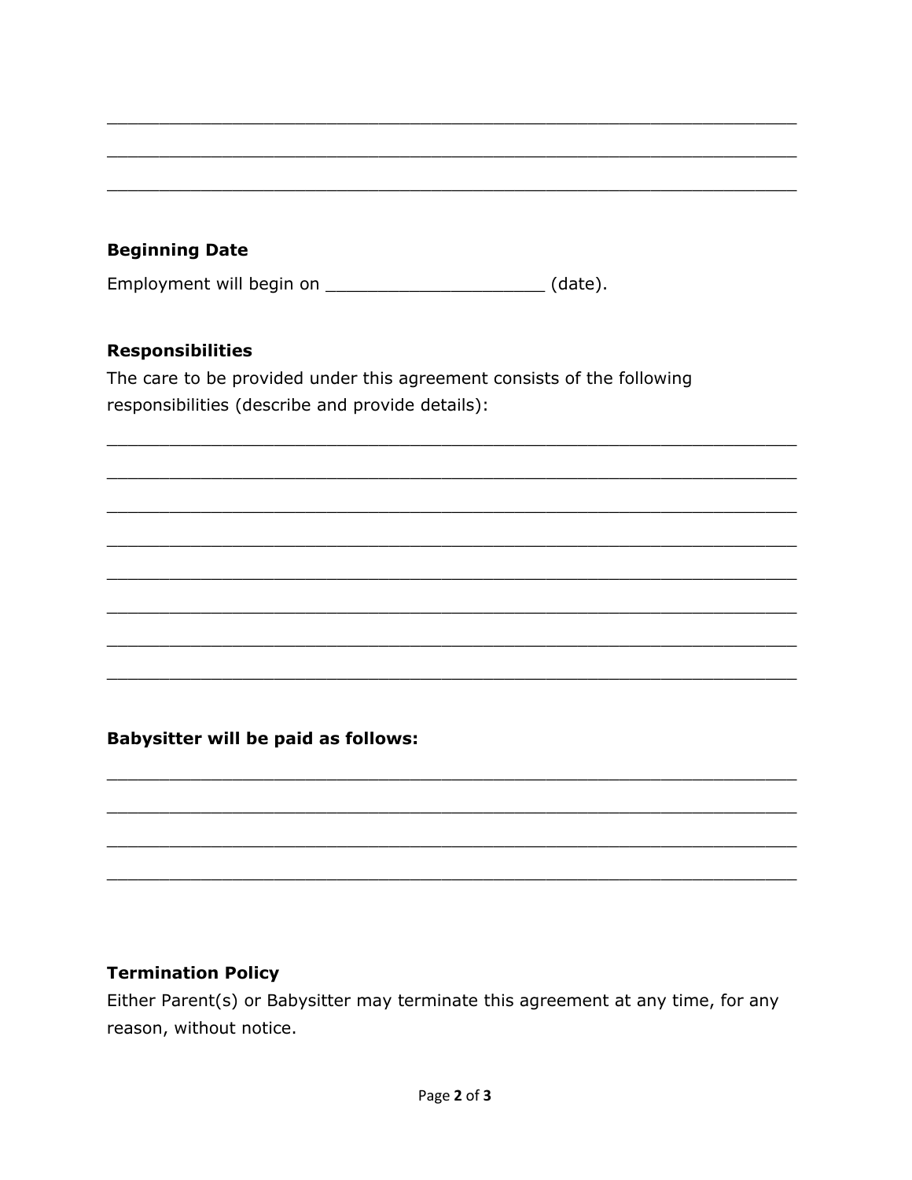\_\_\_\_\_\_\_\_\_\_\_\_\_\_\_\_\_\_\_\_\_\_\_\_\_\_\_\_\_\_\_\_\_\_\_\_\_\_\_\_\_\_\_\_\_\_\_\_\_\_\_\_\_\_\_\_\_\_\_\_

\_\_\_\_\_\_\_\_\_\_\_\_\_\_\_\_\_\_\_\_\_\_\_\_\_\_\_\_\_\_\_\_\_\_\_\_\_\_\_\_\_\_\_\_\_\_\_\_\_\_\_\_\_\_\_\_\_\_\_\_

\_\_\_\_\_\_\_\_\_\_\_\_\_\_\_\_\_\_\_\_\_\_\_\_\_\_\_\_\_\_\_\_\_\_\_\_\_\_\_\_\_\_\_\_\_\_\_\_\_\_\_\_\_\_\_\_\_\_\_\_

**Beginning Date**

Employment will begin on \_\_\_\_\_\_\_\_\_\_\_\_\_\_\_\_\_\_\_\_\_ (date).

**Responsibilities**

The care to be provided under this agreement consists of the following responsibilities (describe and provide details):

\_\_\_\_\_\_\_\_\_\_\_\_\_\_\_\_\_\_\_\_\_\_\_\_\_\_\_\_\_\_\_\_\_\_\_\_\_\_\_\_\_\_\_\_\_\_\_\_\_\_\_\_\_\_\_\_\_\_\_\_

\_\_\_\_\_\_\_\_\_\_\_\_\_\_\_\_\_\_\_\_\_\_\_\_\_\_\_\_\_\_\_\_\_\_\_\_\_\_\_\_\_\_\_\_\_\_\_\_\_\_\_\_\_\_\_\_\_\_\_\_

\_\_\_\_\_\_\_\_\_\_\_\_\_\_\_\_\_\_\_\_\_\_\_\_\_\_\_\_\_\_\_\_\_\_\_\_\_\_\_\_\_\_\_\_\_\_\_\_\_\_\_\_\_\_\_\_\_\_\_\_

\_\_\_\_\_\_\_\_\_\_\_\_\_\_\_\_\_\_\_\_\_\_\_\_\_\_\_\_\_\_\_\_\_\_\_\_\_\_\_\_\_\_\_\_\_\_\_\_\_\_\_\_\_\_\_\_\_\_\_\_

\_\_\_\_\_\_\_\_\_\_\_\_\_\_\_\_\_\_\_\_\_\_\_\_\_\_\_\_\_\_\_\_\_\_\_\_\_\_\_\_\_\_\_\_\_\_\_\_\_\_\_\_\_\_\_\_\_\_\_\_

\_\_\_\_\_\_\_\_\_\_\_\_\_\_\_\_\_\_\_\_\_\_\_\_\_\_\_\_\_\_\_\_\_\_\_\_\_\_\_\_\_\_\_\_\_\_\_\_\_\_\_\_\_\_\_\_\_\_\_\_

\_\_\_\_\_\_\_\_\_\_\_\_\_\_\_\_\_\_\_\_\_\_\_\_\_\_\_\_\_\_\_\_\_\_\_\_\_\_\_\_\_\_\_\_\_\_\_\_\_\_\_\_\_\_\_\_\_\_\_\_

\_\_\_\_\_\_\_\_\_\_\_\_\_\_\_\_\_\_\_\_\_\_\_\_\_\_\_\_\_\_\_\_\_\_\_\_\_\_\_\_\_\_\_\_\_\_\_\_\_\_\_\_\_\_\_\_\_\_\_\_

**Babysitter will be paid as follows:**

\_\_\_\_\_\_\_\_\_\_\_\_\_\_\_\_\_\_\_\_\_\_\_\_\_\_\_\_\_\_\_\_\_\_\_\_\_\_\_\_\_\_\_\_\_\_\_\_\_\_\_\_\_\_\_\_\_\_\_\_

\_\_\_\_\_\_\_\_\_\_\_\_\_\_\_\_\_\_\_\_\_\_\_\_\_\_\_\_\_\_\_\_\_\_\_\_\_\_\_\_\_\_\_\_\_\_\_\_\_\_\_\_\_\_\_\_\_\_\_\_

\_\_\_\_\_\_\_\_\_\_\_\_\_\_\_\_\_\_\_\_\_\_\_\_\_\_\_\_\_\_\_\_\_\_\_\_\_\_\_\_\_\_\_\_\_\_\_\_\_\_\_\_\_\_\_\_\_\_\_\_

\_\_\_\_\_\_\_\_\_\_\_\_\_\_\_\_\_\_\_\_\_\_\_\_\_\_\_\_\_\_\_\_\_\_\_\_\_\_\_\_\_\_\_\_\_\_\_\_\_\_\_\_\_\_\_\_\_\_\_\_

**Termination Policy**

Either Parent(s) or Babysitter may terminate this agreement at any time, for any reason, without notice.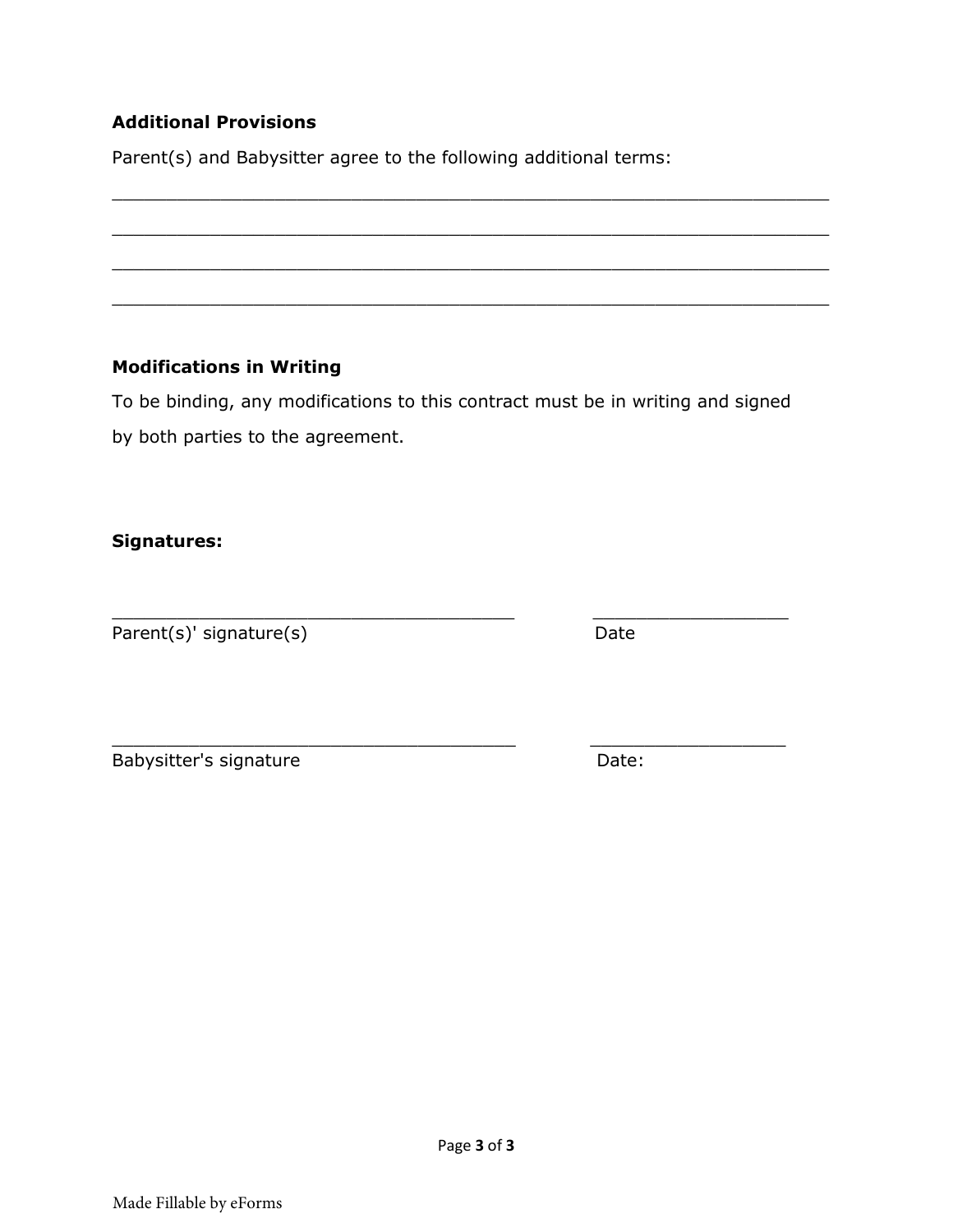### Additional Provisions

Parent(s) and Babysitter agree to the following additional terms:

_____________________________________________________________

_____________________________________________________________

_____________________________________________________________

_____________________________________________________________

### Modifications in Writing

To be binding, any modifications to this contract must be in writing and signed by both parties to the agreement.

### Signatures:

___________________________________ ________________

Parent(s)' signature(s) Date

___________________________________ ________________

Babysitter's signature Date:

Made Fillable by eForms